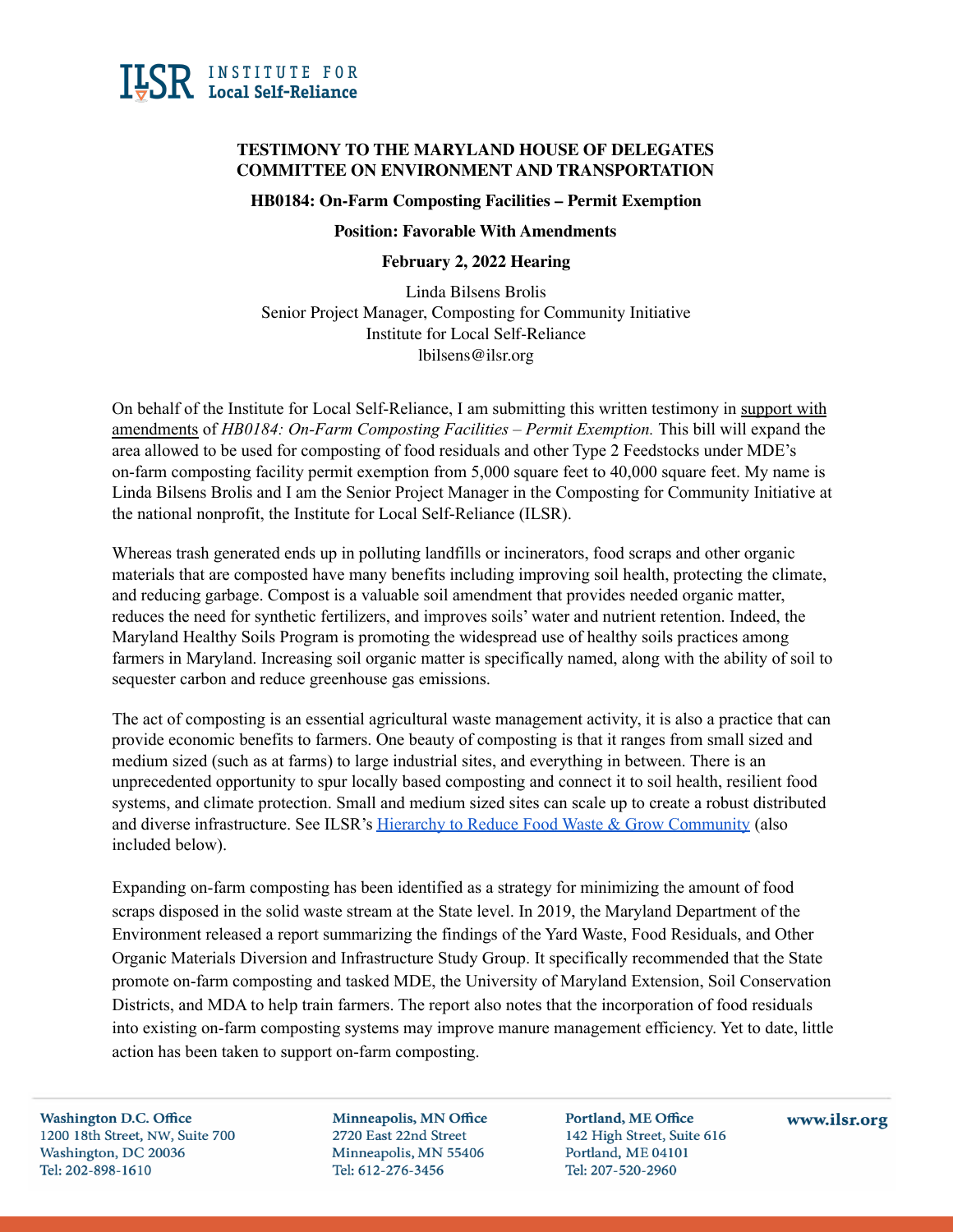# TESTIMONY TO THE MARYLAND HOUSE OF DELEGATES COMMITTEE ON ENVIRONMENT AND TRANSPORTATION

**HB0184: On-Farm Composting Facilities – Permit Exemption**

**Position: Favorable With Amendments**

**February 2, 2022 Hearing**

Linda Bilsens Brolis
Senior Project Manager, Composting for Community Initiative
Institute for Local Self-Reliance
lbilsens@ilsr.org

On behalf of the Institute for Local Self-Reliance, I am submitting this written testimony in support with amendments of *HB0184: On-Farm Composting Facilities – Permit Exemption.* This bill will expand the area allowed to be used for composting of food residuals and other Type 2 Feedstocks under MDE's on-farm composting facility permit exemption from 5,000 square feet to 40,000 square feet. My name is Linda Bilsens Brolis and I am the Senior Project Manager in the Composting for Community Initiative at the national nonprofit, the Institute for Local Self-Reliance (ILSR).

Whereas trash generated ends up in polluting landfills or incinerators, food scraps and other organic materials that are composted have many benefits including improving soil health, protecting the climate, and reducing garbage. Compost is a valuable soil amendment that provides needed organic matter, reduces the need for synthetic fertilizers, and improves soils' water and nutrient retention. Indeed, the Maryland Healthy Soils Program is promoting the widespread use of healthy soils practices among farmers in Maryland. Increasing soil organic matter is specifically named, along with the ability of soil to sequester carbon and reduce greenhouse gas emissions.

The act of composting is an essential agricultural waste management activity, it is also a practice that can provide economic benefits to farmers. One beauty of composting is that it ranges from small sized and medium sized (such as at farms) to large industrial sites, and everything in between. There is an unprecedented opportunity to spur locally based composting and connect it to soil health, resilient food systems, and climate protection. Small and medium sized sites can scale up to create a robust distributed and diverse infrastructure. See ILSR's Hierarchy to Reduce Food Waste & Grow Community (also included below).

Expanding on-farm composting has been identified as a strategy for minimizing the amount of food scraps disposed in the solid waste stream at the State level. In 2019, the Maryland Department of the Environment released a report summarizing the findings of the Yard Waste, Food Residuals, and Other Organic Materials Diversion and Infrastructure Study Group. It specifically recommended that the State promote on-farm composting and tasked MDE, the University of Maryland Extension, Soil Conservation Districts, and MDA to help train farmers. The report also notes that the incorporation of food residuals into existing on-farm composting systems may improve manure management efficiency. Yet to date, little action has been taken to support on-farm composting.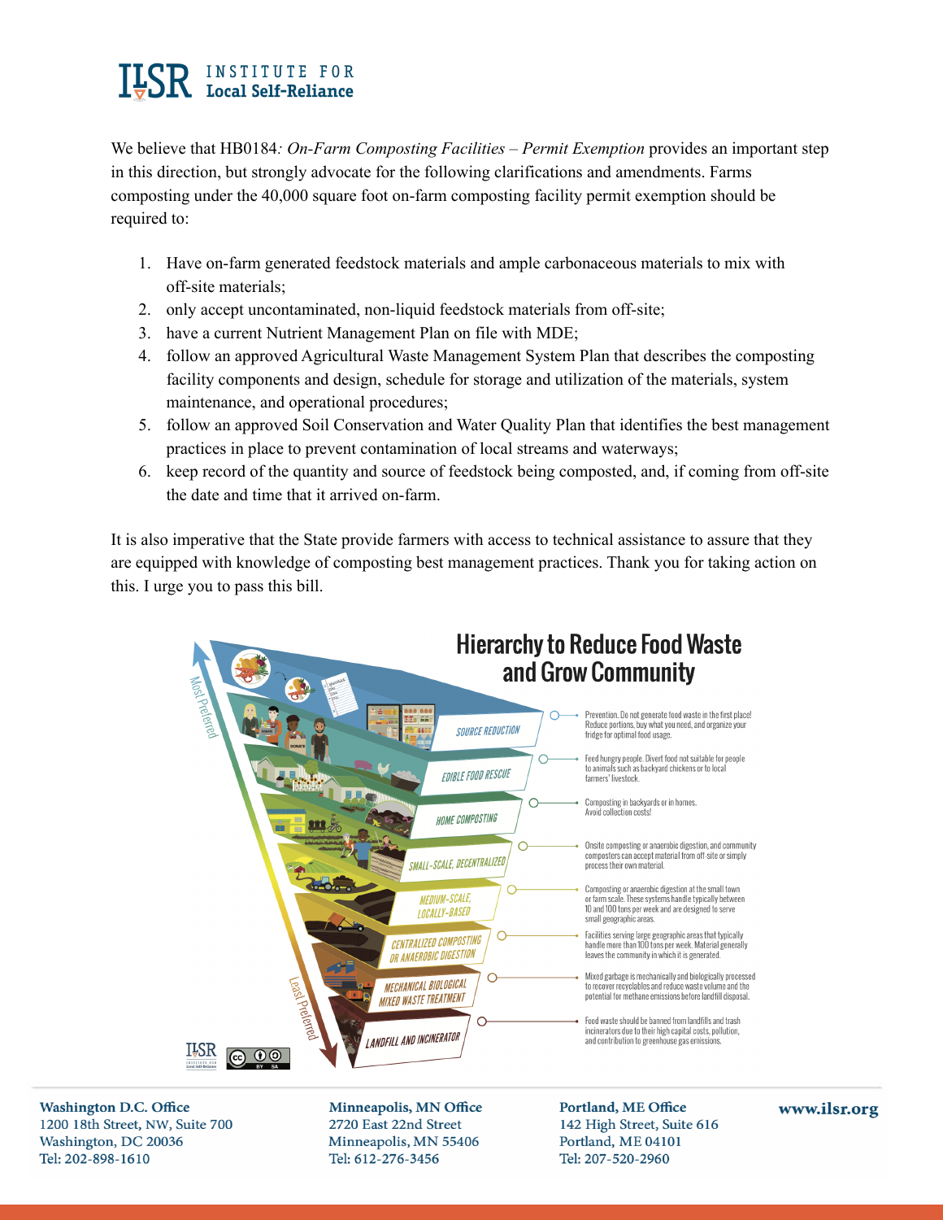**ILSR** INSTITUTE FOR **Local Self-Reliance**

We believe that HB0184*: On-Farm Composting Facilities – Permit Exemption* provides an important step in this direction, but strongly advocate for the following clarifications and amendments. Farms composting under the 40,000 square foot on-farm composting facility permit exemption should be required to:

1. Have on-farm generated feedstock materials and ample carbonaceous materials to mix with off-site materials;
2. only accept uncontaminated, non-liquid feedstock materials from off-site;
3. have a current Nutrient Management Plan on file with MDE;
4. follow an approved Agricultural Waste Management System Plan that describes the composting facility components and design, schedule for storage and utilization of the materials, system maintenance, and operational procedures;
5. follow an approved Soil Conservation and Water Quality Plan that identifies the best management practices in place to prevent contamination of local streams and waterways;
6. keep record of the quantity and source of feedstock being composted, and, if coming from off-site the date and time that it arrived on-farm.

It is also imperative that the State provide farmers with access to technical assistance to assure that they are equipped with knowledge of composting best management practices. Thank you for taking action on this. I urge you to pass this bill.

Hierarchy to Reduce Food Waste and Grow Community

Most Preferred

Least Preferred

SOURCE REDUCTION

Prevention. Do not generate food waste in the first place! Reduce portions, buy what you need, and organize your fridge for optimal food usage.

EDIBLE FOOD RESCUE

Feed hungry people. Divert food not suitable for people to animals such as backyard chickens or to local farmers' livestock.

HOME COMPOSTING

Composting in backyards or in homes. Avoid collection costs!

SMALL-SCALE, DECENTRALIZED

Onsite composting or anaerobic digestion, and community composters can accept material from off-site or simply process their own material.

MEDIUM-SCALE, LOCALLY-BASED

Composting or anaerobic digestion at the small town or farm scale. These systems handle typically between 10 and 100 tons per week and are designed to serve small geographic areas.

CENTRALIZED COMPOSTING OR ANAEROBIC DIGESTION

Facilities serving large geographic areas that typically handle more than 100 tons per week. Material generally leaves the community in which it is generated.

MECHANICAL BIOLOGICAL MIXED WASTE TREATMENT

Mixed garbage is mechanically and biologically processed to recover recyclables and reduce waste volume and the potential for methane emissions before landfill disposal.

LANDFILL AND INCINERATOR

Food waste should be banned from landfills and trash incinerators due to their high capital costs, pollution, and contribution to greenhouse gas emissions.

**Washington D.C. Office**
1200 18th Street, NW, Suite 700
Washington, DC 20036
Tel: 202-898-1610

**Minneapolis, MN Office**
2720 East 22nd Street
Minneapolis, MN 55406
Tel: 612-276-3456

**Portland, ME Office**
142 High Street, Suite 616
Portland, ME 04101
Tel: 207-520-2960

**www.ilsr.org**